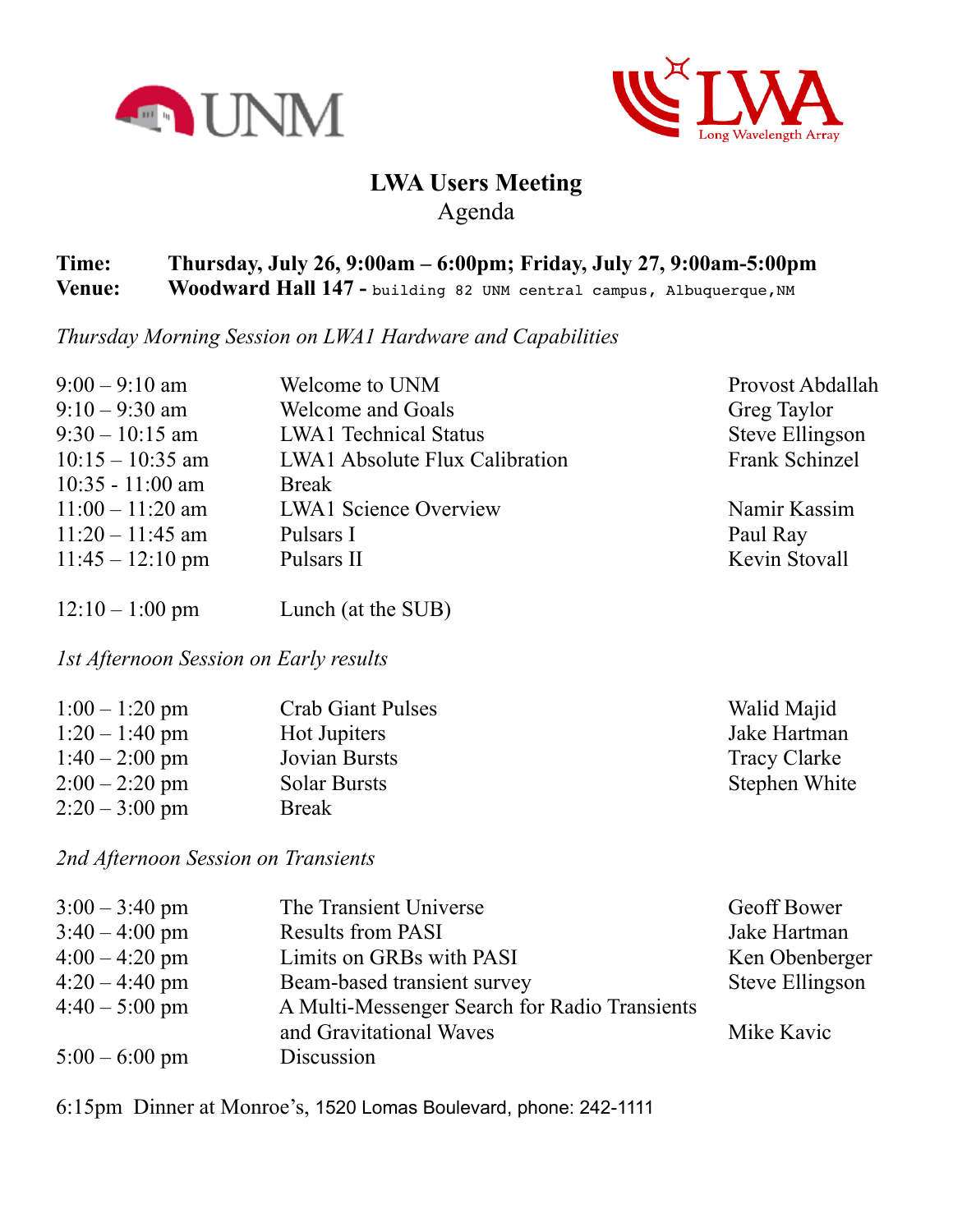UNM

LWA Long Wavelength Array

# LWA Users Meeting

## Agenda

**Time:** **Thursday, July 26, 9:00am – 6:00pm; Friday, July 27, 9:00am-5:00pm**

**Venue:** **Woodward Hall 147 -** building 82 UNM central campus, Albuquerque,NM

*Thursday Morning Session on LWA1 Hardware and Capabilities*

| | | |
|---|---|---|
| 9:00 – 9:10 am | Welcome to UNM | Provost Abdallah |
| 9:10 – 9:30 am | Welcome and Goals | Greg Taylor |
| 9:30 – 10:15 am | LWA1 Technical Status | Steve Ellingson |
| 10:15 – 10:35 am | LWA1 Absolute Flux Calibration | Frank Schinzel |
| 10:35 - 11:00 am | Break | |
| 11:00 – 11:20 am | LWA1 Science Overview | Namir Kassim |
| 11:20 – 11:45 am | Pulsars I | Paul Ray |
| 11:45 – 12:10 pm | Pulsars II | Kevin Stovall |

12:10 – 1:00 pm Lunch (at the SUB)

*1st Afternoon Session on Early results*

| | | |
|---|---|---|
| 1:00 – 1:20 pm | Crab Giant Pulses | Walid Majid |
| 1:20 – 1:40 pm | Hot Jupiters | Jake Hartman |
| 1:40 – 2:00 pm | Jovian Bursts | Tracy Clarke |
| 2:00 – 2:20 pm | Solar Bursts | Stephen White |
| 2:20 – 3:00 pm | Break | |

*2nd Afternoon Session on Transients*

| | | |
|---|---|---|
| 3:00 – 3:40 pm | The Transient Universe | Geoff Bower |
| 3:40 – 4:00 pm | Results from PASI | Jake Hartman |
| 4:00 – 4:20 pm | Limits on GRBs with PASI | Ken Obenberger |
| 4:20 – 4:40 pm | Beam-based transient survey | Steve Ellingson |
| 4:40 – 5:00 pm | A Multi-Messenger Search for Radio Transients and Gravitational Waves | Mike Kavic |
| 5:00 – 6:00 pm | Discussion | |

6:15pm Dinner at Monroe's, 1520 Lomas Boulevard, phone: 242-1111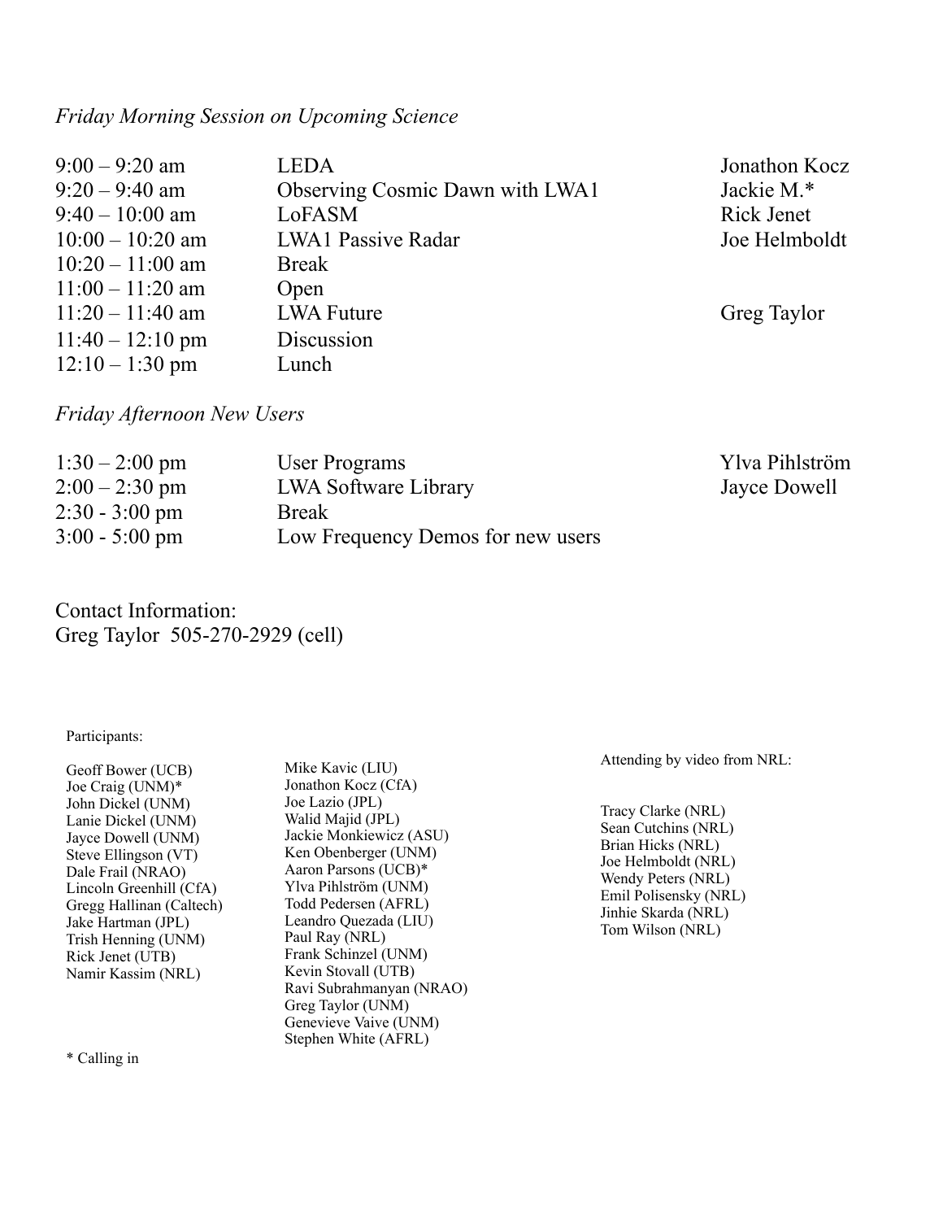*Friday Morning Session on Upcoming Science*

| | | |
|---|---|---|
| 9:00 – 9:20 am | LEDA | Jonathon Kocz |
| 9:20 – 9:40 am | Observing Cosmic Dawn with LWA1 | Jackie M.* |
| 9:40 – 10:00 am | LoFASM | Rick Jenet |
| 10:00 – 10:20 am | LWA1 Passive Radar | Joe Helmboldt |
| 10:20 – 11:00 am | Break | |
| 11:00 – 11:20 am | Open | |
| 11:20 – 11:40 am | LWA Future | Greg Taylor |
| 11:40 – 12:10 pm | Discussion | |
| 12:10 – 1:30 pm | Lunch | |

*Friday Afternoon New Users*

| | | |
|---|---|---|
| 1:30 – 2:00 pm | User Programs | Ylva Pihlström |
| 2:00 – 2:30 pm | LWA Software Library | Jayce Dowell |
| 2:30 - 3:00 pm | Break | |
| 3:00 - 5:00 pm | Low Frequency Demos for new users | |

Contact Information:
Greg Taylor 505-270-2929 (cell)

Participants:

Geoff Bower (UCB)
Joe Craig (UNM)*
John Dickel (UNM)
Lanie Dickel (UNM)
Jayce Dowell (UNM)
Steve Ellingson (VT)
Dale Frail (NRAO)
Lincoln Greenhill (CfA)
Gregg Hallinan (Caltech)
Jake Hartman (JPL)
Trish Henning (UNM)
Rick Jenet (UTB)
Namir Kassim (NRL)
Mike Kavic (LIU)
Jonathon Kocz (CfA)
Joe Lazio (JPL)
Walid Majid (JPL)
Jackie Monkiewicz (ASU)
Ken Obenberger (UNM)
Aaron Parsons (UCB)*
Ylva Pihlström (UNM)
Todd Pedersen (AFRL)
Leandro Quezada (LIU)
Paul Ray (NRL)
Frank Schinzel (UNM)
Kevin Stovall (UTB)
Ravi Subrahmanyan (NRAO)
Greg Taylor (UNM)
Genevieve Vaive (UNM)
Stephen White (AFRL)

Attending by video from NRL:

Tracy Clarke (NRL)
Sean Cutchins (NRL)
Brian Hicks (NRL)
Joe Helmboldt (NRL)
Wendy Peters (NRL)
Emil Polisensky (NRL)
Jinhie Skarda (NRL)
Tom Wilson (NRL)

\* Calling in